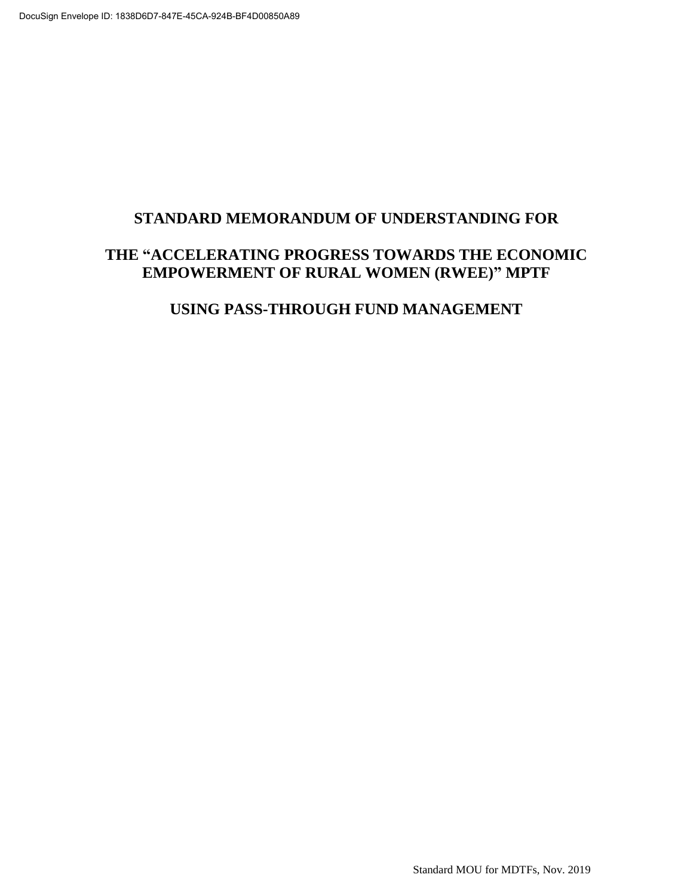# STANDARD MEMORANDUM OF UNDERSTANDING FOR

# THE "ACCELERATING PROGRESS TOWARDS THE ECONOMIC EMPOWERMENT OF RURAL WOMEN (RWEE)" MPTF

# USING PASS-THROUGH FUND MANAGEMENT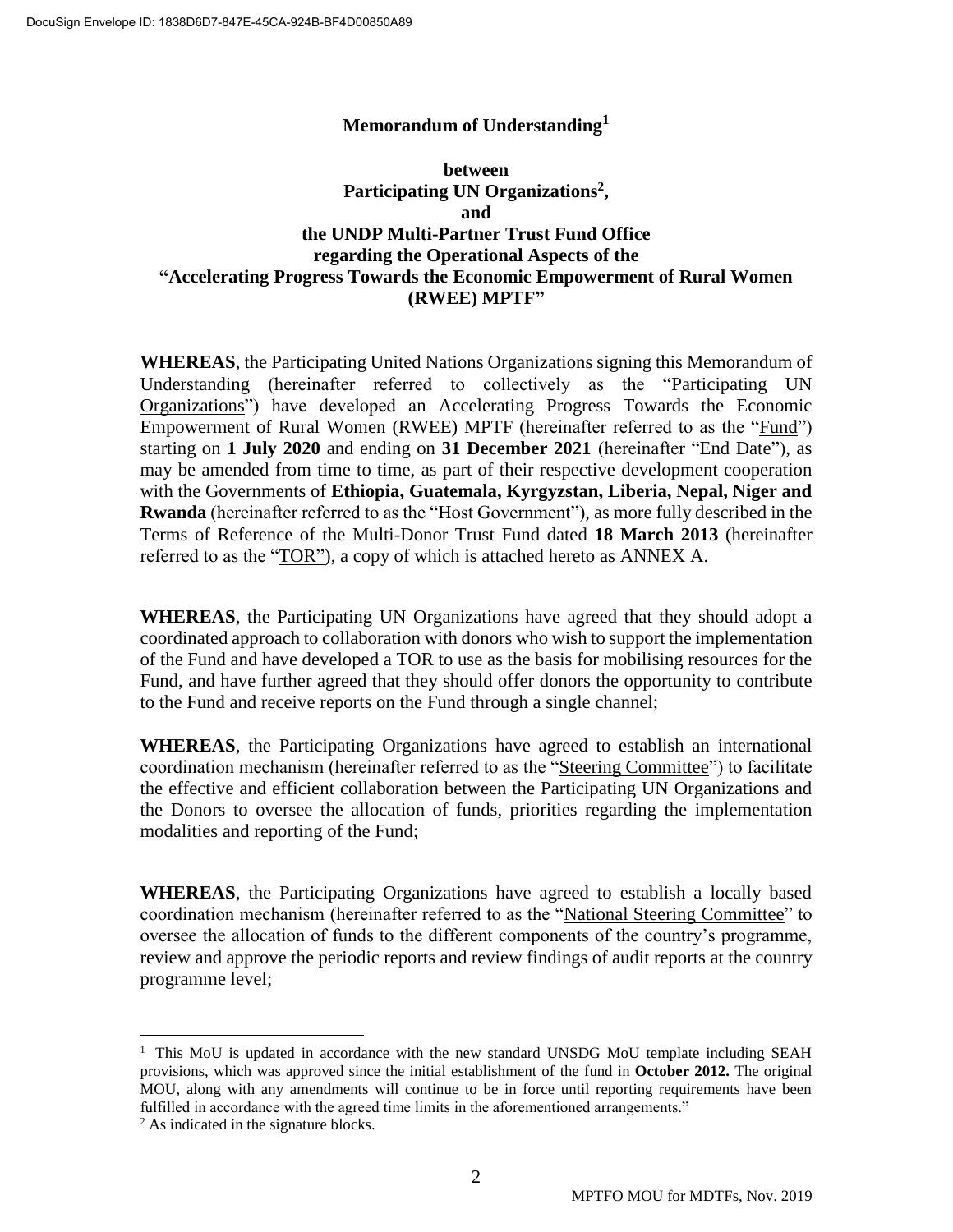**Memorandum of Understanding[1]**

**between**
**Participating UN Organizations[2],**
**and**
**the UNDP Multi-Partner Trust Fund Office**
**regarding the Operational Aspects of the**
**"Accelerating Progress Towards the Economic Empowerment of Rural Women (RWEE) MPTF"**

**WHEREAS**, the Participating United Nations Organizations signing this Memorandum of Understanding (hereinafter referred to collectively as the "Participating UN Organizations") have developed an Accelerating Progress Towards the Economic Empowerment of Rural Women (RWEE) MPTF (hereinafter referred to as the "Fund") starting on **1 July 2020** and ending on **31 December 2021** (hereinafter "End Date"), as may be amended from time to time, as part of their respective development cooperation with the Governments of **Ethiopia, Guatemala, Kyrgyzstan, Liberia, Nepal, Niger and Rwanda** (hereinafter referred to as the "Host Government"), as more fully described in the Terms of Reference of the Multi-Donor Trust Fund dated **18 March 2013** (hereinafter referred to as the "TOR"), a copy of which is attached hereto as ANNEX A.

**WHEREAS**, the Participating UN Organizations have agreed that they should adopt a coordinated approach to collaboration with donors who wish to support the implementation of the Fund and have developed a TOR to use as the basis for mobilising resources for the Fund, and have further agreed that they should offer donors the opportunity to contribute to the Fund and receive reports on the Fund through a single channel;

**WHEREAS**, the Participating Organizations have agreed to establish an international coordination mechanism (hereinafter referred to as the "Steering Committee") to facilitate the effective and efficient collaboration between the Participating UN Organizations and the Donors to oversee the allocation of funds, priorities regarding the implementation modalities and reporting of the Fund;

**WHEREAS**, the Participating Organizations have agreed to establish a locally based coordination mechanism (hereinafter referred to as the "National Steering Committee" to oversee the allocation of funds to the different components of the country's programme, review and approve the periodic reports and review findings of audit reports at the country programme level;

---

[1] This MoU is updated in accordance with the new standard UNSDG MoU template including SEAH provisions, which was approved since the initial establishment of the fund in **October 2012.** The original MOU, along with any amendments will continue to be in force until reporting requirements have been fulfilled in accordance with the agreed time limits in the aforementioned arrangements."

[2] As indicated in the signature blocks.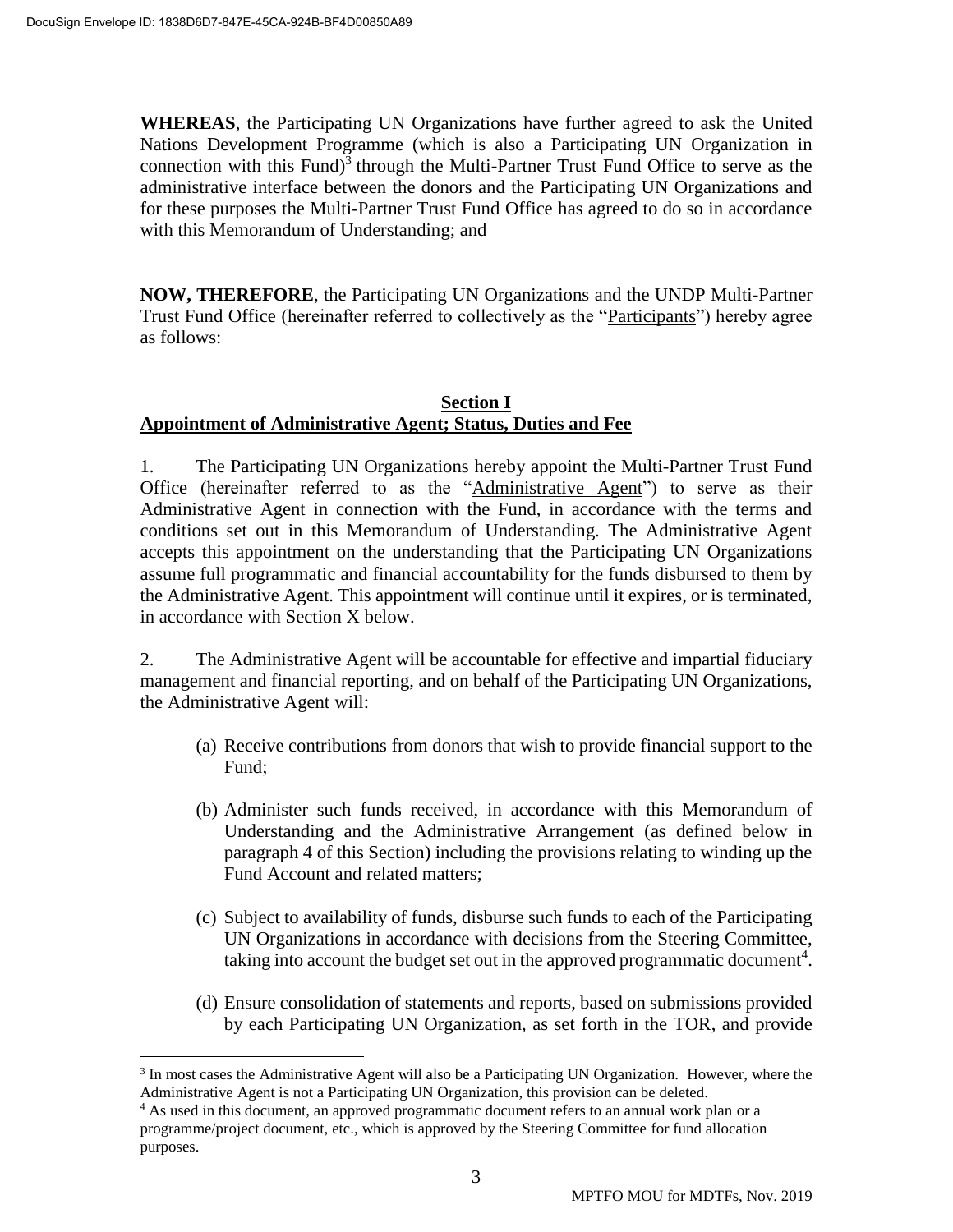**WHEREAS**, the Participating UN Organizations have further agreed to ask the United Nations Development Programme (which is also a Participating UN Organization in connection with this Fund)[3] through the Multi-Partner Trust Fund Office to serve as the administrative interface between the donors and the Participating UN Organizations and for these purposes the Multi-Partner Trust Fund Office has agreed to do so in accordance with this Memorandum of Understanding; and

**NOW, THEREFORE**, the Participating UN Organizations and the UNDP Multi-Partner Trust Fund Office (hereinafter referred to collectively as the "Participants") hereby agree as follows:

## Section I
## Appointment of Administrative Agent; Status, Duties and Fee

1. The Participating UN Organizations hereby appoint the Multi-Partner Trust Fund Office (hereinafter referred to as the "Administrative Agent") to serve as their Administrative Agent in connection with the Fund, in accordance with the terms and conditions set out in this Memorandum of Understanding. The Administrative Agent accepts this appointment on the understanding that the Participating UN Organizations assume full programmatic and financial accountability for the funds disbursed to them by the Administrative Agent. This appointment will continue until it expires, or is terminated, in accordance with Section X below.

2. The Administrative Agent will be accountable for effective and impartial fiduciary management and financial reporting, and on behalf of the Participating UN Organizations, the Administrative Agent will:

   (a) Receive contributions from donors that wish to provide financial support to the Fund;

   (b) Administer such funds received, in accordance with this Memorandum of Understanding and the Administrative Arrangement (as defined below in paragraph 4 of this Section) including the provisions relating to winding up the Fund Account and related matters;

   (c) Subject to availability of funds, disburse such funds to each of the Participating UN Organizations in accordance with decisions from the Steering Committee, taking into account the budget set out in the approved programmatic document[4].

   (d) Ensure consolidation of statements and reports, based on submissions provided by each Participating UN Organization, as set forth in the TOR, and provide

---

[3] In most cases the Administrative Agent will also be a Participating UN Organization. However, where the Administrative Agent is not a Participating UN Organization, this provision can be deleted.

[4] As used in this document, an approved programmatic document refers to an annual work plan or a programme/project document, etc., which is approved by the Steering Committee for fund allocation purposes.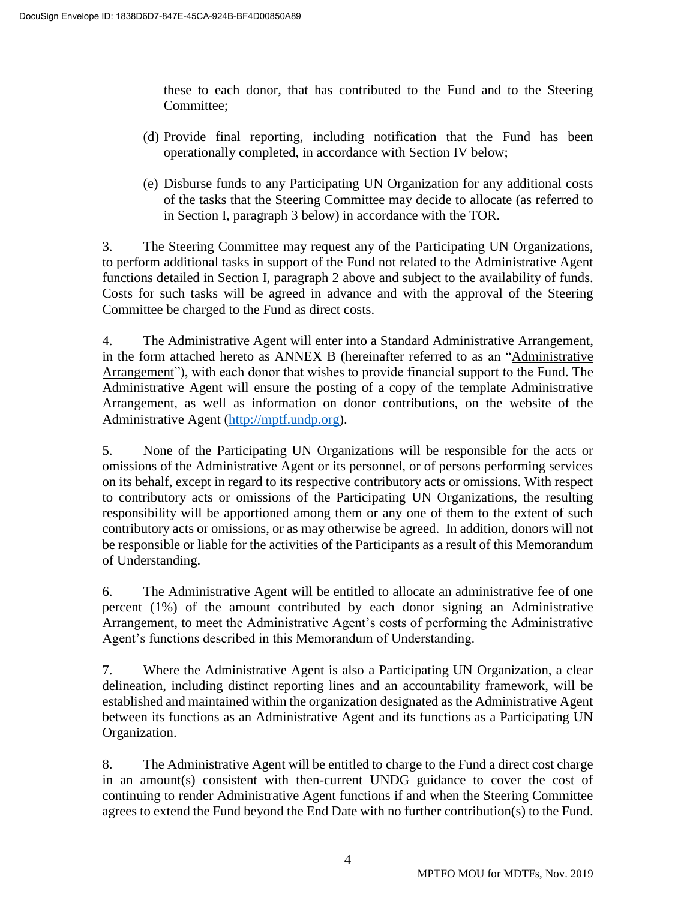these to each donor, that has contributed to the Fund and to the Steering Committee;

(d) Provide final reporting, including notification that the Fund has been operationally completed, in accordance with Section IV below;

(e) Disburse funds to any Participating UN Organization for any additional costs of the tasks that the Steering Committee may decide to allocate (as referred to in Section I, paragraph 3 below) in accordance with the TOR.

3. The Steering Committee may request any of the Participating UN Organizations, to perform additional tasks in support of the Fund not related to the Administrative Agent functions detailed in Section I, paragraph 2 above and subject to the availability of funds. Costs for such tasks will be agreed in advance and with the approval of the Steering Committee be charged to the Fund as direct costs.

4. The Administrative Agent will enter into a Standard Administrative Arrangement, in the form attached hereto as ANNEX B (hereinafter referred to as an "Administrative Arrangement"), with each donor that wishes to provide financial support to the Fund. The Administrative Agent will ensure the posting of a copy of the template Administrative Arrangement, as well as information on donor contributions, on the website of the Administrative Agent (http://mptf.undp.org).

5. None of the Participating UN Organizations will be responsible for the acts or omissions of the Administrative Agent or its personnel, or of persons performing services on its behalf, except in regard to its respective contributory acts or omissions. With respect to contributory acts or omissions of the Participating UN Organizations, the resulting responsibility will be apportioned among them or any one of them to the extent of such contributory acts or omissions, or as may otherwise be agreed. In addition, donors will not be responsible or liable for the activities of the Participants as a result of this Memorandum of Understanding.

6. The Administrative Agent will be entitled to allocate an administrative fee of one percent (1%) of the amount contributed by each donor signing an Administrative Arrangement, to meet the Administrative Agent's costs of performing the Administrative Agent's functions described in this Memorandum of Understanding.

7. Where the Administrative Agent is also a Participating UN Organization, a clear delineation, including distinct reporting lines and an accountability framework, will be established and maintained within the organization designated as the Administrative Agent between its functions as an Administrative Agent and its functions as a Participating UN Organization.

8. The Administrative Agent will be entitled to charge to the Fund a direct cost charge in an amount(s) consistent with then-current UNDG guidance to cover the cost of continuing to render Administrative Agent functions if and when the Steering Committee agrees to extend the Fund beyond the End Date with no further contribution(s) to the Fund.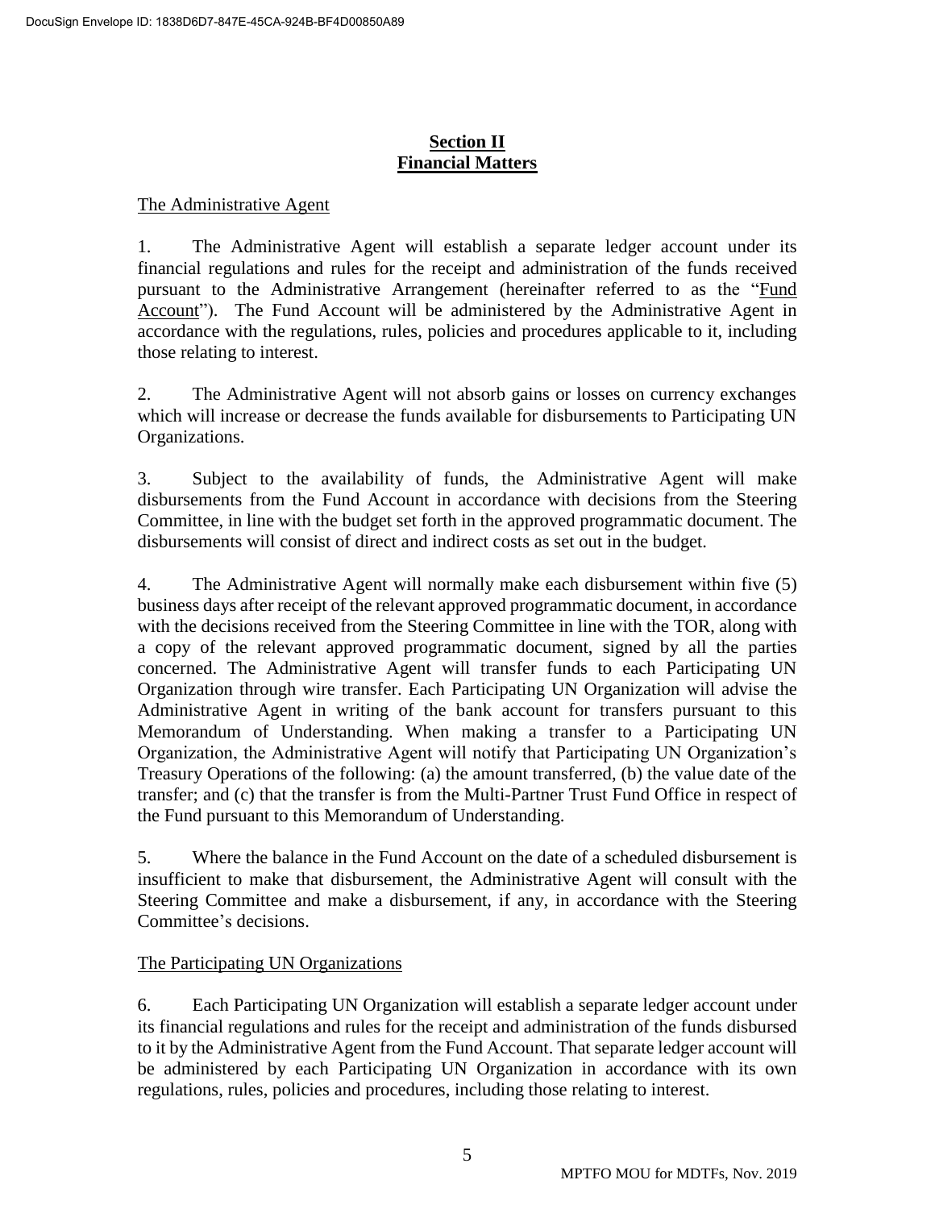## Section II
## Financial Matters

The Administrative Agent

1. The Administrative Agent will establish a separate ledger account under its financial regulations and rules for the receipt and administration of the funds received pursuant to the Administrative Arrangement (hereinafter referred to as the "Fund Account"). The Fund Account will be administered by the Administrative Agent in accordance with the regulations, rules, policies and procedures applicable to it, including those relating to interest.

2. The Administrative Agent will not absorb gains or losses on currency exchanges which will increase or decrease the funds available for disbursements to Participating UN Organizations.

3. Subject to the availability of funds, the Administrative Agent will make disbursements from the Fund Account in accordance with decisions from the Steering Committee, in line with the budget set forth in the approved programmatic document. The disbursements will consist of direct and indirect costs as set out in the budget.

4. The Administrative Agent will normally make each disbursement within five (5) business days after receipt of the relevant approved programmatic document, in accordance with the decisions received from the Steering Committee in line with the TOR, along with a copy of the relevant approved programmatic document, signed by all the parties concerned. The Administrative Agent will transfer funds to each Participating UN Organization through wire transfer. Each Participating UN Organization will advise the Administrative Agent in writing of the bank account for transfers pursuant to this Memorandum of Understanding. When making a transfer to a Participating UN Organization, the Administrative Agent will notify that Participating UN Organization's Treasury Operations of the following: (a) the amount transferred, (b) the value date of the transfer; and (c) that the transfer is from the Multi-Partner Trust Fund Office in respect of the Fund pursuant to this Memorandum of Understanding.

5. Where the balance in the Fund Account on the date of a scheduled disbursement is insufficient to make that disbursement, the Administrative Agent will consult with the Steering Committee and make a disbursement, if any, in accordance with the Steering Committee's decisions.

The Participating UN Organizations

6. Each Participating UN Organization will establish a separate ledger account under its financial regulations and rules for the receipt and administration of the funds disbursed to it by the Administrative Agent from the Fund Account. That separate ledger account will be administered by each Participating UN Organization in accordance with its own regulations, rules, policies and procedures, including those relating to interest.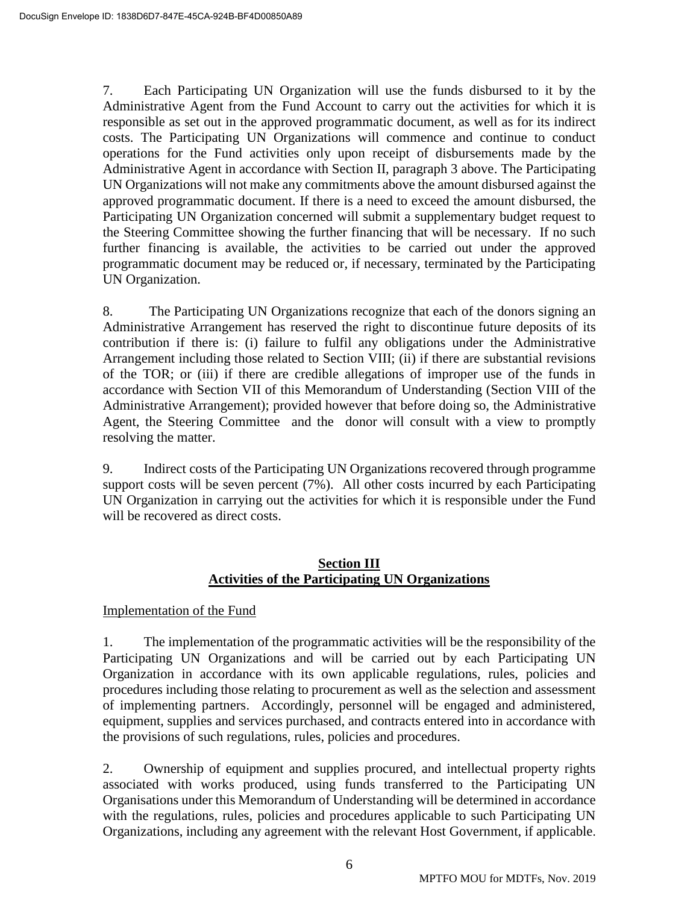7. Each Participating UN Organization will use the funds disbursed to it by the Administrative Agent from the Fund Account to carry out the activities for which it is responsible as set out in the approved programmatic document, as well as for its indirect costs. The Participating UN Organizations will commence and continue to conduct operations for the Fund activities only upon receipt of disbursements made by the Administrative Agent in accordance with Section II, paragraph 3 above. The Participating UN Organizations will not make any commitments above the amount disbursed against the approved programmatic document. If there is a need to exceed the amount disbursed, the Participating UN Organization concerned will submit a supplementary budget request to the Steering Committee showing the further financing that will be necessary. If no such further financing is available, the activities to be carried out under the approved programmatic document may be reduced or, if necessary, terminated by the Participating UN Organization.

8. The Participating UN Organizations recognize that each of the donors signing an Administrative Arrangement has reserved the right to discontinue future deposits of its contribution if there is: (i) failure to fulfil any obligations under the Administrative Arrangement including those related to Section VIII; (ii) if there are substantial revisions of the TOR; or (iii) if there are credible allegations of improper use of the funds in accordance with Section VII of this Memorandum of Understanding (Section VIII of the Administrative Arrangement); provided however that before doing so, the Administrative Agent, the Steering Committee and the donor will consult with a view to promptly resolving the matter.

9. Indirect costs of the Participating UN Organizations recovered through programme support costs will be seven percent (7%). All other costs incurred by each Participating UN Organization in carrying out the activities for which it is responsible under the Fund will be recovered as direct costs.

## Section III
## Activities of the Participating UN Organizations

Implementation of the Fund

1. The implementation of the programmatic activities will be the responsibility of the Participating UN Organizations and will be carried out by each Participating UN Organization in accordance with its own applicable regulations, rules, policies and procedures including those relating to procurement as well as the selection and assessment of implementing partners. Accordingly, personnel will be engaged and administered, equipment, supplies and services purchased, and contracts entered into in accordance with the provisions of such regulations, rules, policies and procedures.

2. Ownership of equipment and supplies procured, and intellectual property rights associated with works produced, using funds transferred to the Participating UN Organisations under this Memorandum of Understanding will be determined in accordance with the regulations, rules, policies and procedures applicable to such Participating UN Organizations, including any agreement with the relevant Host Government, if applicable.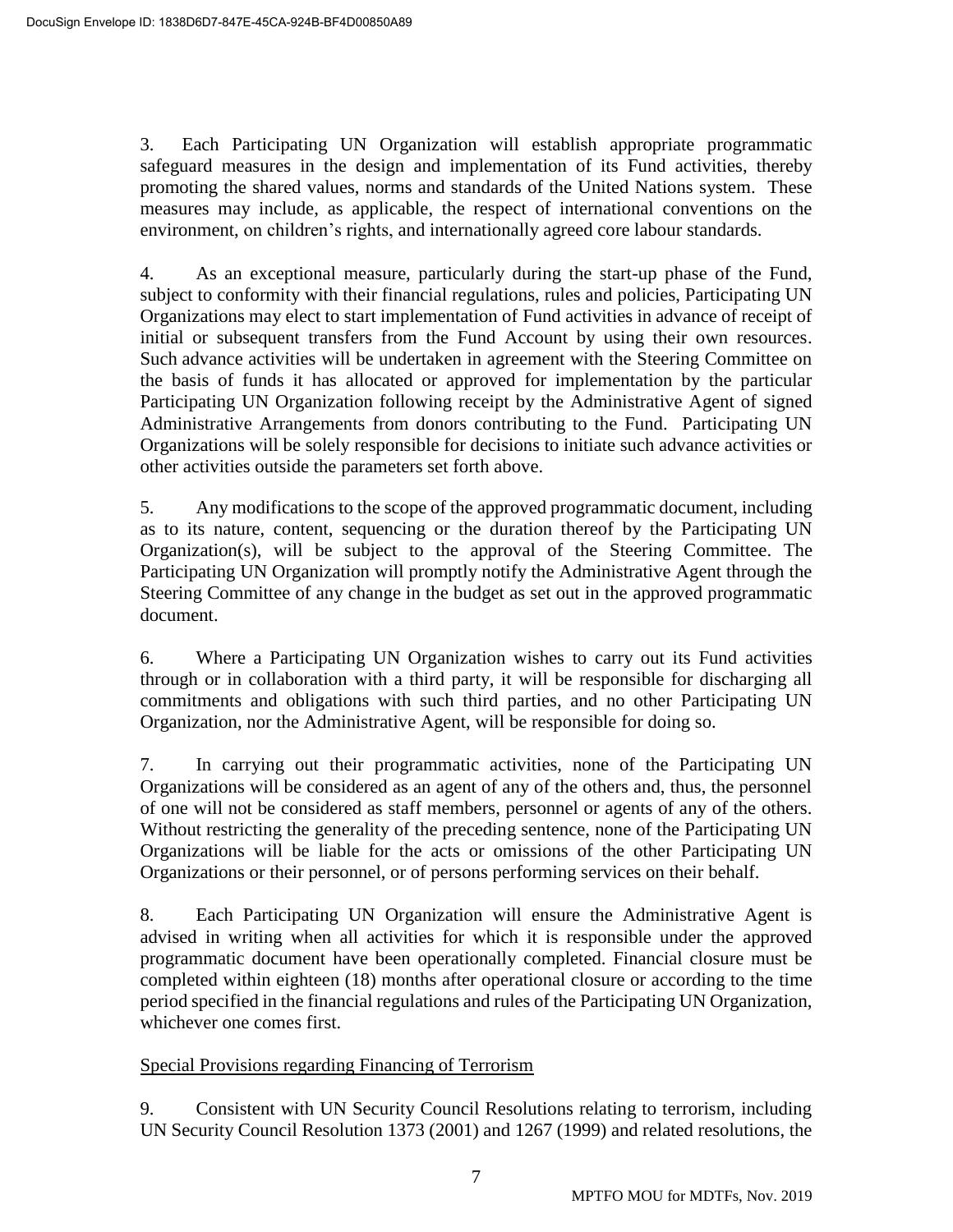3. Each Participating UN Organization will establish appropriate programmatic safeguard measures in the design and implementation of its Fund activities, thereby promoting the shared values, norms and standards of the United Nations system. These measures may include, as applicable, the respect of international conventions on the environment, on children's rights, and internationally agreed core labour standards.

4. As an exceptional measure, particularly during the start-up phase of the Fund, subject to conformity with their financial regulations, rules and policies, Participating UN Organizations may elect to start implementation of Fund activities in advance of receipt of initial or subsequent transfers from the Fund Account by using their own resources. Such advance activities will be undertaken in agreement with the Steering Committee on the basis of funds it has allocated or approved for implementation by the particular Participating UN Organization following receipt by the Administrative Agent of signed Administrative Arrangements from donors contributing to the Fund. Participating UN Organizations will be solely responsible for decisions to initiate such advance activities or other activities outside the parameters set forth above.

5. Any modifications to the scope of the approved programmatic document, including as to its nature, content, sequencing or the duration thereof by the Participating UN Organization(s), will be subject to the approval of the Steering Committee. The Participating UN Organization will promptly notify the Administrative Agent through the Steering Committee of any change in the budget as set out in the approved programmatic document.

6. Where a Participating UN Organization wishes to carry out its Fund activities through or in collaboration with a third party, it will be responsible for discharging all commitments and obligations with such third parties, and no other Participating UN Organization, nor the Administrative Agent, will be responsible for doing so.

7. In carrying out their programmatic activities, none of the Participating UN Organizations will be considered as an agent of any of the others and, thus, the personnel of one will not be considered as staff members, personnel or agents of any of the others. Without restricting the generality of the preceding sentence, none of the Participating UN Organizations will be liable for the acts or omissions of the other Participating UN Organizations or their personnel, or of persons performing services on their behalf.

8. Each Participating UN Organization will ensure the Administrative Agent is advised in writing when all activities for which it is responsible under the approved programmatic document have been operationally completed. Financial closure must be completed within eighteen (18) months after operational closure or according to the time period specified in the financial regulations and rules of the Participating UN Organization, whichever one comes first.

Special Provisions regarding Financing of Terrorism

9. Consistent with UN Security Council Resolutions relating to terrorism, including UN Security Council Resolution 1373 (2001) and 1267 (1999) and related resolutions, the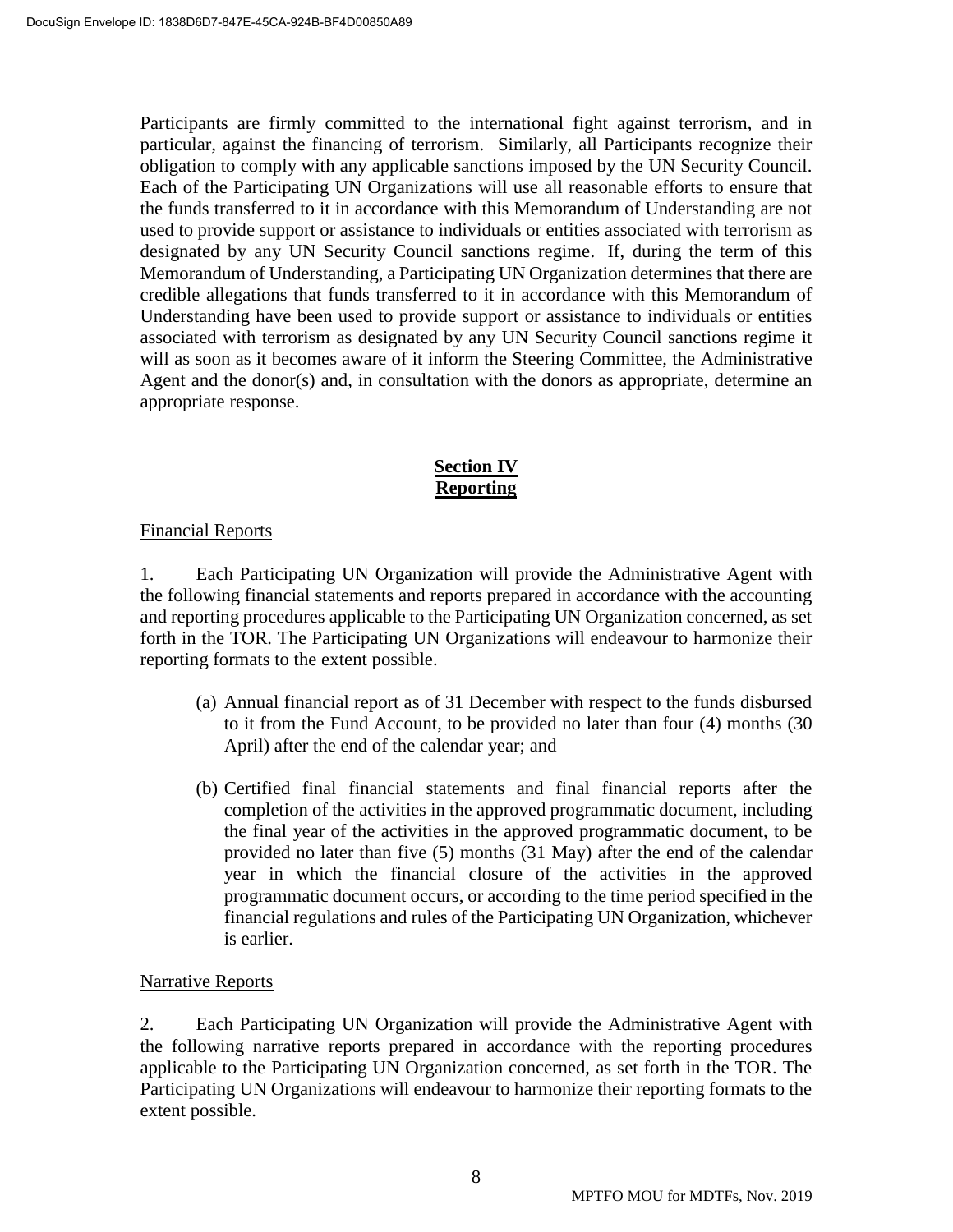Participants are firmly committed to the international fight against terrorism, and in particular, against the financing of terrorism. Similarly, all Participants recognize their obligation to comply with any applicable sanctions imposed by the UN Security Council. Each of the Participating UN Organizations will use all reasonable efforts to ensure that the funds transferred to it in accordance with this Memorandum of Understanding are not used to provide support or assistance to individuals or entities associated with terrorism as designated by any UN Security Council sanctions regime. If, during the term of this Memorandum of Understanding, a Participating UN Organization determines that there are credible allegations that funds transferred to it in accordance with this Memorandum of Understanding have been used to provide support or assistance to individuals or entities associated with terrorism as designated by any UN Security Council sanctions regime it will as soon as it becomes aware of it inform the Steering Committee, the Administrative Agent and the donor(s) and, in consultation with the donors as appropriate, determine an appropriate response.

## Section IV
## Reporting

Financial Reports

1. Each Participating UN Organization will provide the Administrative Agent with the following financial statements and reports prepared in accordance with the accounting and reporting procedures applicable to the Participating UN Organization concerned, as set forth in the TOR. The Participating UN Organizations will endeavour to harmonize their reporting formats to the extent possible.

(a) Annual financial report as of 31 December with respect to the funds disbursed to it from the Fund Account, to be provided no later than four (4) months (30 April) after the end of the calendar year; and

(b) Certified final financial statements and final financial reports after the completion of the activities in the approved programmatic document, including the final year of the activities in the approved programmatic document, to be provided no later than five (5) months (31 May) after the end of the calendar year in which the financial closure of the activities in the approved programmatic document occurs, or according to the time period specified in the financial regulations and rules of the Participating UN Organization, whichever is earlier.

Narrative Reports

2. Each Participating UN Organization will provide the Administrative Agent with the following narrative reports prepared in accordance with the reporting procedures applicable to the Participating UN Organization concerned, as set forth in the TOR. The Participating UN Organizations will endeavour to harmonize their reporting formats to the extent possible.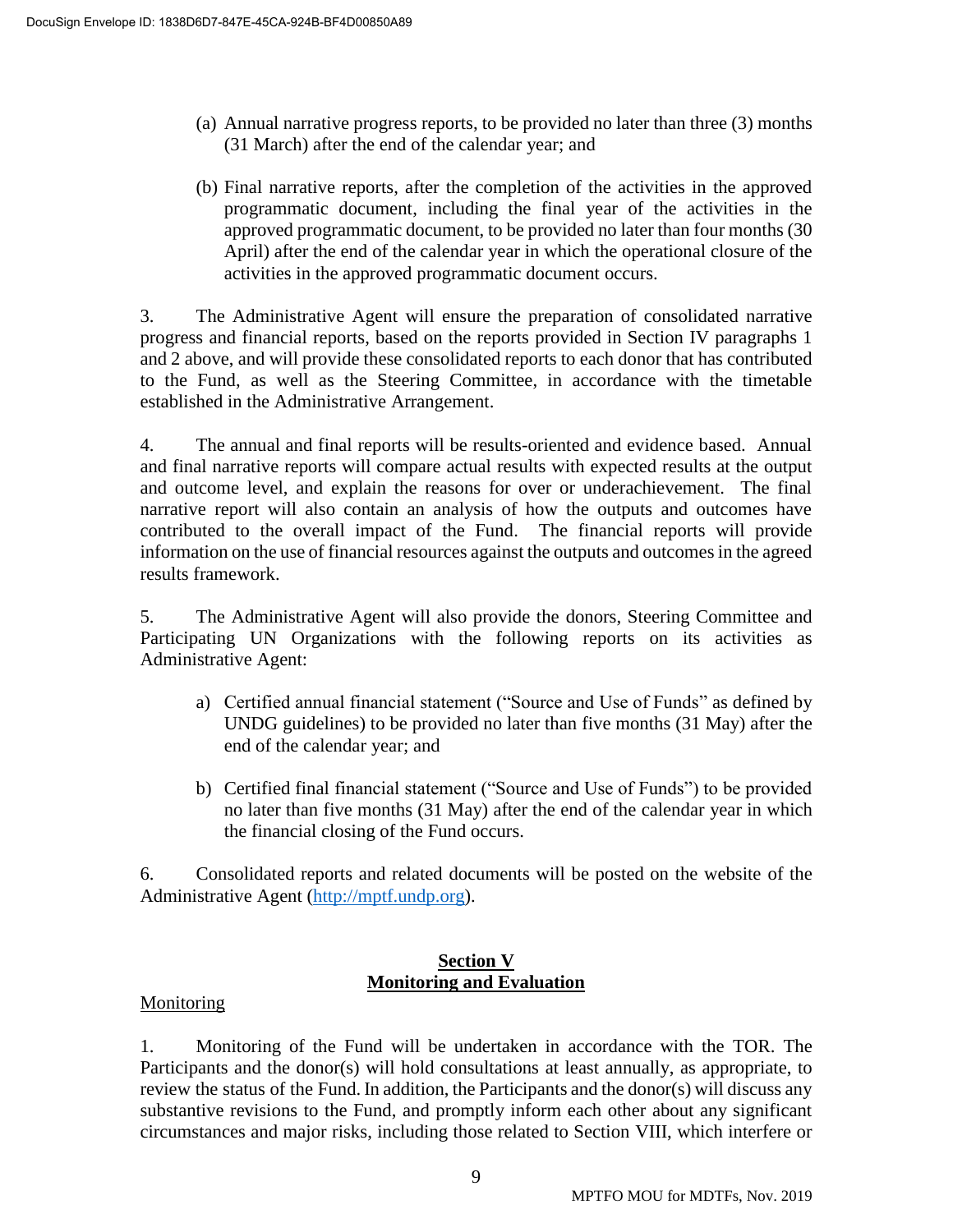(a) Annual narrative progress reports, to be provided no later than three (3) months (31 March) after the end of the calendar year; and

(b) Final narrative reports, after the completion of the activities in the approved programmatic document, including the final year of the activities in the approved programmatic document, to be provided no later than four months (30 April) after the end of the calendar year in which the operational closure of the activities in the approved programmatic document occurs.

3. The Administrative Agent will ensure the preparation of consolidated narrative progress and financial reports, based on the reports provided in Section IV paragraphs 1 and 2 above, and will provide these consolidated reports to each donor that has contributed to the Fund, as well as the Steering Committee, in accordance with the timetable established in the Administrative Arrangement.

4. The annual and final reports will be results-oriented and evidence based. Annual and final narrative reports will compare actual results with expected results at the output and outcome level, and explain the reasons for over or underachievement. The final narrative report will also contain an analysis of how the outputs and outcomes have contributed to the overall impact of the Fund. The financial reports will provide information on the use of financial resources against the outputs and outcomes in the agreed results framework.

5. The Administrative Agent will also provide the donors, Steering Committee and Participating UN Organizations with the following reports on its activities as Administrative Agent:

a) Certified annual financial statement ("Source and Use of Funds" as defined by UNDG guidelines) to be provided no later than five months (31 May) after the end of the calendar year; and

b) Certified final financial statement ("Source and Use of Funds") to be provided no later than five months (31 May) after the end of the calendar year in which the financial closing of the Fund occurs.

6. Consolidated reports and related documents will be posted on the website of the Administrative Agent (http://mptf.undp.org).

## Section V
## Monitoring and Evaluation

Monitoring

1. Monitoring of the Fund will be undertaken in accordance with the TOR. The Participants and the donor(s) will hold consultations at least annually, as appropriate, to review the status of the Fund. In addition, the Participants and the donor(s) will discuss any substantive revisions to the Fund, and promptly inform each other about any significant circumstances and major risks, including those related to Section VIII, which interfere or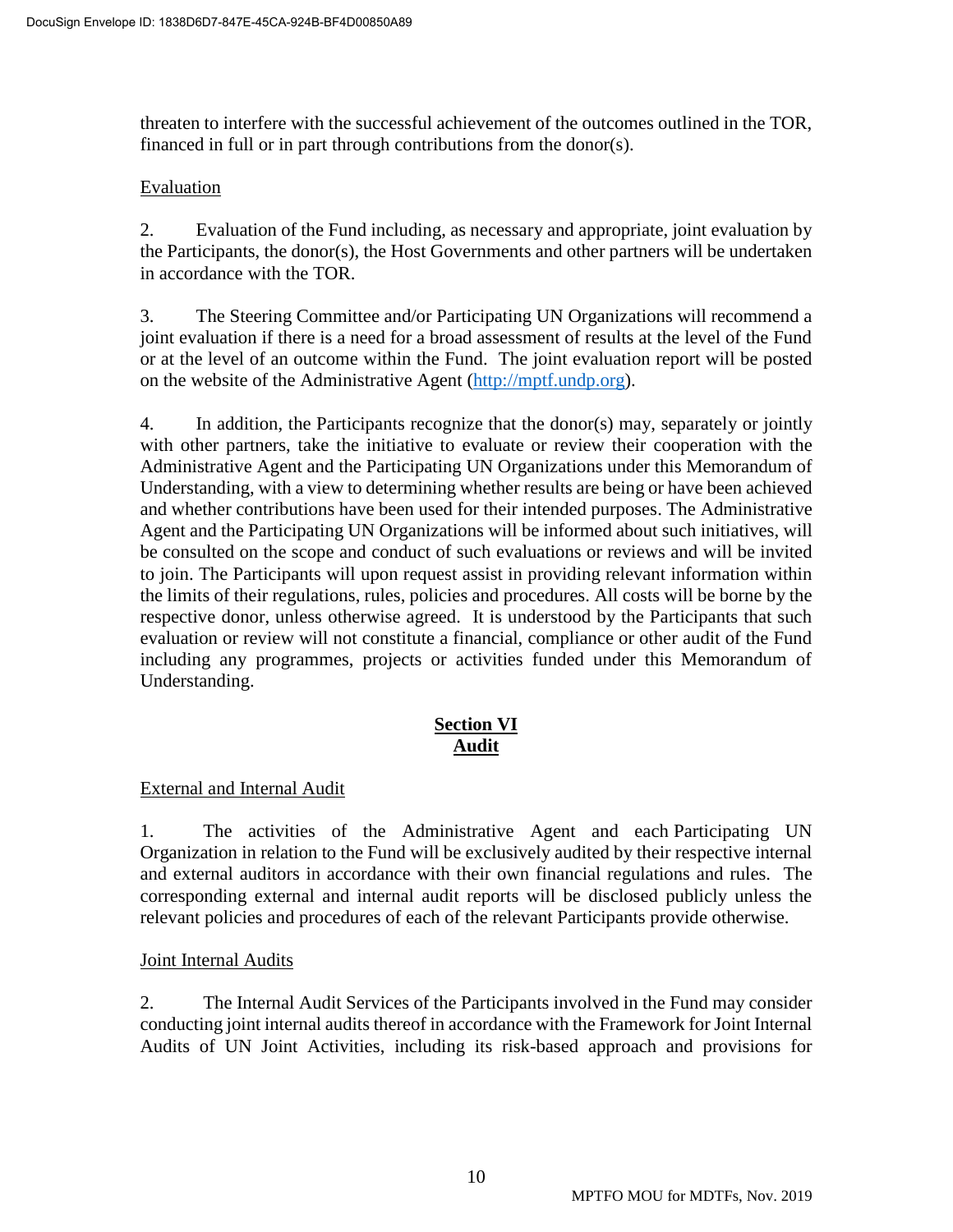threaten to interfere with the successful achievement of the outcomes outlined in the TOR, financed in full or in part through contributions from the donor(s).

Evaluation

2. Evaluation of the Fund including, as necessary and appropriate, joint evaluation by the Participants, the donor(s), the Host Governments and other partners will be undertaken in accordance with the TOR.

3. The Steering Committee and/or Participating UN Organizations will recommend a joint evaluation if there is a need for a broad assessment of results at the level of the Fund or at the level of an outcome within the Fund. The joint evaluation report will be posted on the website of the Administrative Agent (http://mptf.undp.org).

4. In addition, the Participants recognize that the donor(s) may, separately or jointly with other partners, take the initiative to evaluate or review their cooperation with the Administrative Agent and the Participating UN Organizations under this Memorandum of Understanding, with a view to determining whether results are being or have been achieved and whether contributions have been used for their intended purposes. The Administrative Agent and the Participating UN Organizations will be informed about such initiatives, will be consulted on the scope and conduct of such evaluations or reviews and will be invited to join. The Participants will upon request assist in providing relevant information within the limits of their regulations, rules, policies and procedures. All costs will be borne by the respective donor, unless otherwise agreed. It is understood by the Participants that such evaluation or review will not constitute a financial, compliance or other audit of the Fund including any programmes, projects or activities funded under this Memorandum of Understanding.

## Section VI
## Audit

External and Internal Audit

1. The activities of the Administrative Agent and each Participating UN Organization in relation to the Fund will be exclusively audited by their respective internal and external auditors in accordance with their own financial regulations and rules. The corresponding external and internal audit reports will be disclosed publicly unless the relevant policies and procedures of each of the relevant Participants provide otherwise.

Joint Internal Audits

2. The Internal Audit Services of the Participants involved in the Fund may consider conducting joint internal audits thereof in accordance with the Framework for Joint Internal Audits of UN Joint Activities, including its risk-based approach and provisions for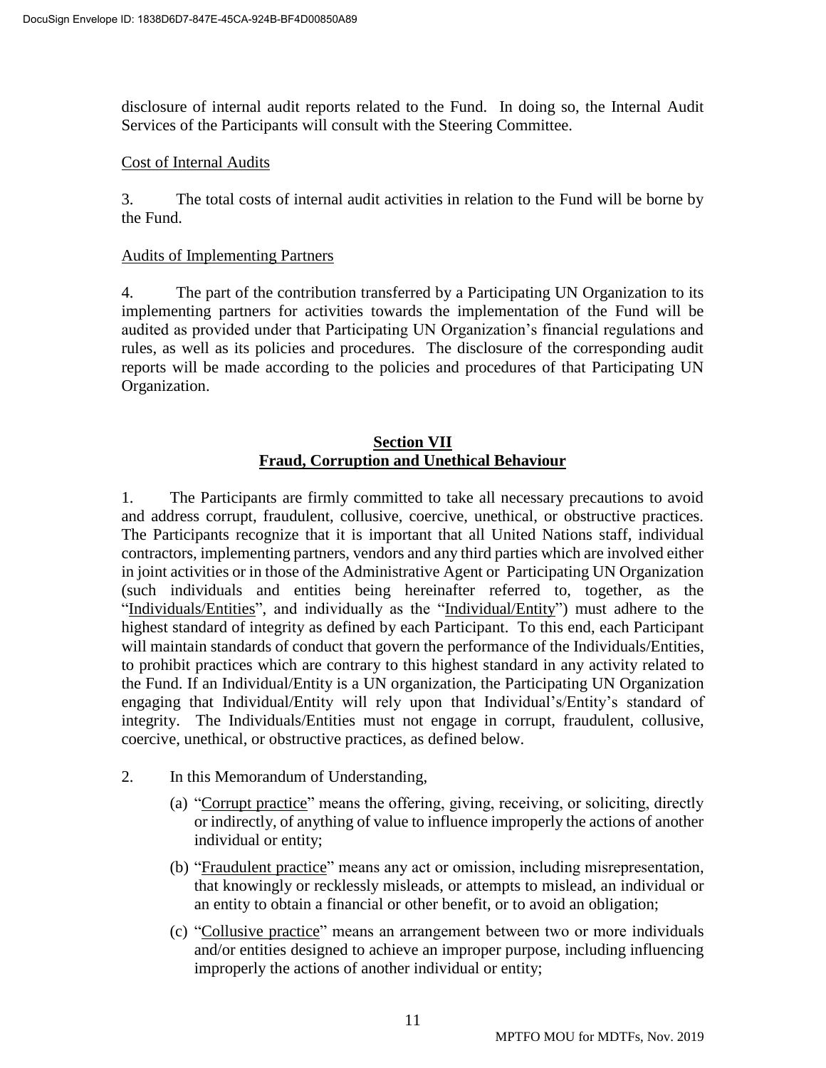disclosure of internal audit reports related to the Fund. In doing so, the Internal Audit Services of the Participants will consult with the Steering Committee.

Cost of Internal Audits

3. The total costs of internal audit activities in relation to the Fund will be borne by the Fund.

Audits of Implementing Partners

4. The part of the contribution transferred by a Participating UN Organization to its implementing partners for activities towards the implementation of the Fund will be audited as provided under that Participating UN Organization's financial regulations and rules, as well as its policies and procedures. The disclosure of the corresponding audit reports will be made according to the policies and procedures of that Participating UN Organization.

## Section VII
## Fraud, Corruption and Unethical Behaviour

1. The Participants are firmly committed to take all necessary precautions to avoid and address corrupt, fraudulent, collusive, coercive, unethical, or obstructive practices. The Participants recognize that it is important that all United Nations staff, individual contractors, implementing partners, vendors and any third parties which are involved either in joint activities or in those of the Administrative Agent or Participating UN Organization (such individuals and entities being hereinafter referred to, together, as the "Individuals/Entities", and individually as the "Individual/Entity") must adhere to the highest standard of integrity as defined by each Participant. To this end, each Participant will maintain standards of conduct that govern the performance of the Individuals/Entities, to prohibit practices which are contrary to this highest standard in any activity related to the Fund. If an Individual/Entity is a UN organization, the Participating UN Organization engaging that Individual/Entity will rely upon that Individual's/Entity's standard of integrity. The Individuals/Entities must not engage in corrupt, fraudulent, collusive, coercive, unethical, or obstructive practices, as defined below.

2. In this Memorandum of Understanding,

(a) "Corrupt practice" means the offering, giving, receiving, or soliciting, directly or indirectly, of anything of value to influence improperly the actions of another individual or entity;

(b) "Fraudulent practice" means any act or omission, including misrepresentation, that knowingly or recklessly misleads, or attempts to mislead, an individual or an entity to obtain a financial or other benefit, or to avoid an obligation;

(c) "Collusive practice" means an arrangement between two or more individuals and/or entities designed to achieve an improper purpose, including influencing improperly the actions of another individual or entity;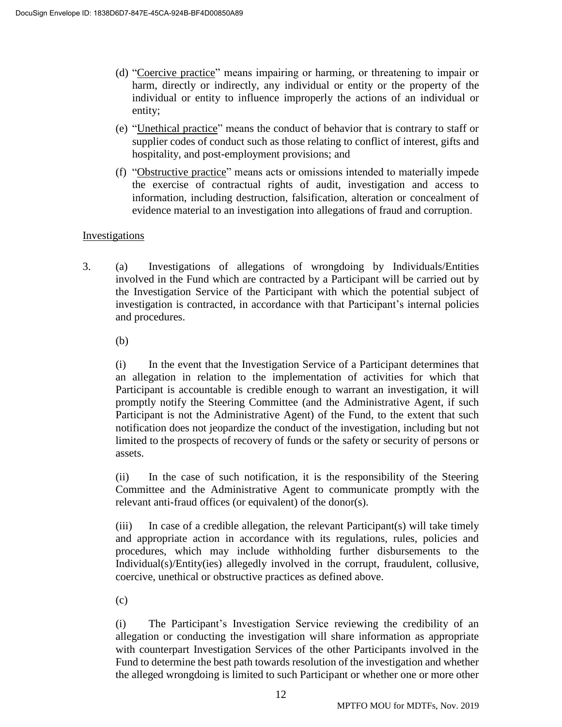(d) "Coercive practice" means impairing or harming, or threatening to impair or harm, directly or indirectly, any individual or entity or the property of the individual or entity to influence improperly the actions of an individual or entity;

(e) "Unethical practice" means the conduct of behavior that is contrary to staff or supplier codes of conduct such as those relating to conflict of interest, gifts and hospitality, and post-employment provisions; and

(f) "Obstructive practice" means acts or omissions intended to materially impede the exercise of contractual rights of audit, investigation and access to information, including destruction, falsification, alteration or concealment of evidence material to an investigation into allegations of fraud and corruption.

Investigations

3. (a) Investigations of allegations of wrongdoing by Individuals/Entities involved in the Fund which are contracted by a Participant will be carried out by the Investigation Service of the Participant with which the potential subject of investigation is contracted, in accordance with that Participant's internal policies and procedures.

(b)

(i) In the event that the Investigation Service of a Participant determines that an allegation in relation to the implementation of activities for which that Participant is accountable is credible enough to warrant an investigation, it will promptly notify the Steering Committee (and the Administrative Agent, if such Participant is not the Administrative Agent) of the Fund, to the extent that such notification does not jeopardize the conduct of the investigation, including but not limited to the prospects of recovery of funds or the safety or security of persons or assets.

(ii) In the case of such notification, it is the responsibility of the Steering Committee and the Administrative Agent to communicate promptly with the relevant anti-fraud offices (or equivalent) of the donor(s).

(iii) In case of a credible allegation, the relevant Participant(s) will take timely and appropriate action in accordance with its regulations, rules, policies and procedures, which may include withholding further disbursements to the Individual(s)/Entity(ies) allegedly involved in the corrupt, fraudulent, collusive, coercive, unethical or obstructive practices as defined above.

(c)

(i) The Participant's Investigation Service reviewing the credibility of an allegation or conducting the investigation will share information as appropriate with counterpart Investigation Services of the other Participants involved in the Fund to determine the best path towards resolution of the investigation and whether the alleged wrongdoing is limited to such Participant or whether one or more other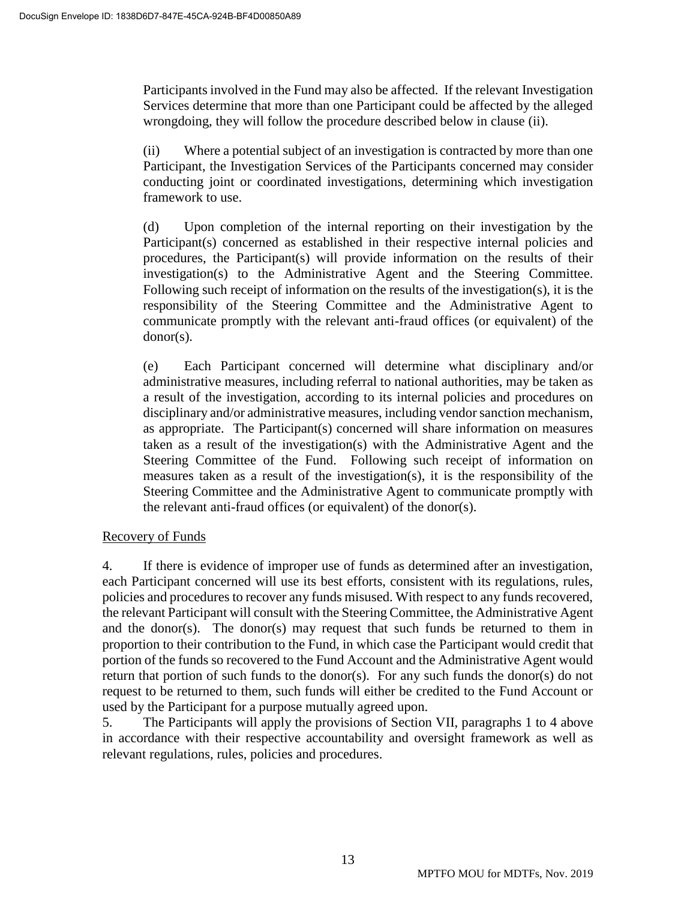Participants involved in the Fund may also be affected. If the relevant Investigation Services determine that more than one Participant could be affected by the alleged wrongdoing, they will follow the procedure described below in clause (ii).

(ii) Where a potential subject of an investigation is contracted by more than one Participant, the Investigation Services of the Participants concerned may consider conducting joint or coordinated investigations, determining which investigation framework to use.

(d) Upon completion of the internal reporting on their investigation by the Participant(s) concerned as established in their respective internal policies and procedures, the Participant(s) will provide information on the results of their investigation(s) to the Administrative Agent and the Steering Committee. Following such receipt of information on the results of the investigation(s), it is the responsibility of the Steering Committee and the Administrative Agent to communicate promptly with the relevant anti-fraud offices (or equivalent) of the donor(s).

(e) Each Participant concerned will determine what disciplinary and/or administrative measures, including referral to national authorities, may be taken as a result of the investigation, according to its internal policies and procedures on disciplinary and/or administrative measures, including vendor sanction mechanism, as appropriate. The Participant(s) concerned will share information on measures taken as a result of the investigation(s) with the Administrative Agent and the Steering Committee of the Fund. Following such receipt of information on measures taken as a result of the investigation(s), it is the responsibility of the Steering Committee and the Administrative Agent to communicate promptly with the relevant anti-fraud offices (or equivalent) of the donor(s).

Recovery of Funds

4. If there is evidence of improper use of funds as determined after an investigation, each Participant concerned will use its best efforts, consistent with its regulations, rules, policies and procedures to recover any funds misused. With respect to any funds recovered, the relevant Participant will consult with the Steering Committee, the Administrative Agent and the donor(s). The donor(s) may request that such funds be returned to them in proportion to their contribution to the Fund, in which case the Participant would credit that portion of the funds so recovered to the Fund Account and the Administrative Agent would return that portion of such funds to the donor(s). For any such funds the donor(s) do not request to be returned to them, such funds will either be credited to the Fund Account or used by the Participant for a purpose mutually agreed upon.

5. The Participants will apply the provisions of Section VII, paragraphs 1 to 4 above in accordance with their respective accountability and oversight framework as well as relevant regulations, rules, policies and procedures.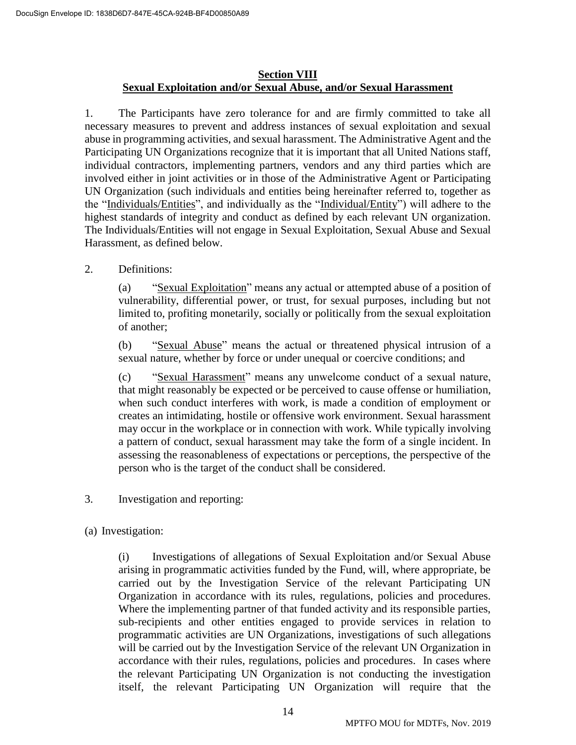## Section VIII
## Sexual Exploitation and/or Sexual Abuse, and/or Sexual Harassment

1. The Participants have zero tolerance for and are firmly committed to take all necessary measures to prevent and address instances of sexual exploitation and sexual abuse in programming activities, and sexual harassment. The Administrative Agent and the Participating UN Organizations recognize that it is important that all United Nations staff, individual contractors, implementing partners, vendors and any third parties which are involved either in joint activities or in those of the Administrative Agent or Participating UN Organization (such individuals and entities being hereinafter referred to, together as the "Individuals/Entities", and individually as the "Individual/Entity") will adhere to the highest standards of integrity and conduct as defined by each relevant UN organization. The Individuals/Entities will not engage in Sexual Exploitation, Sexual Abuse and Sexual Harassment, as defined below.

2. Definitions:

   (a) "Sexual Exploitation" means any actual or attempted abuse of a position of vulnerability, differential power, or trust, for sexual purposes, including but not limited to, profiting monetarily, socially or politically from the sexual exploitation of another;

   (b) "Sexual Abuse" means the actual or threatened physical intrusion of a sexual nature, whether by force or under unequal or coercive conditions; and

   (c) "Sexual Harassment" means any unwelcome conduct of a sexual nature, that might reasonably be expected or be perceived to cause offense or humiliation, when such conduct interferes with work, is made a condition of employment or creates an intimidating, hostile or offensive work environment. Sexual harassment may occur in the workplace or in connection with work. While typically involving a pattern of conduct, sexual harassment may take the form of a single incident. In assessing the reasonableness of expectations or perceptions, the perspective of the person who is the target of the conduct shall be considered.

3. Investigation and reporting:

(a) Investigation:

   (i) Investigations of allegations of Sexual Exploitation and/or Sexual Abuse arising in programmatic activities funded by the Fund, will, where appropriate, be carried out by the Investigation Service of the relevant Participating UN Organization in accordance with its rules, regulations, policies and procedures. Where the implementing partner of that funded activity and its responsible parties, sub-recipients and other entities engaged to provide services in relation to programmatic activities are UN Organizations, investigations of such allegations will be carried out by the Investigation Service of the relevant UN Organization in accordance with their rules, regulations, policies and procedures. In cases where the relevant Participating UN Organization is not conducting the investigation itself, the relevant Participating UN Organization will require that the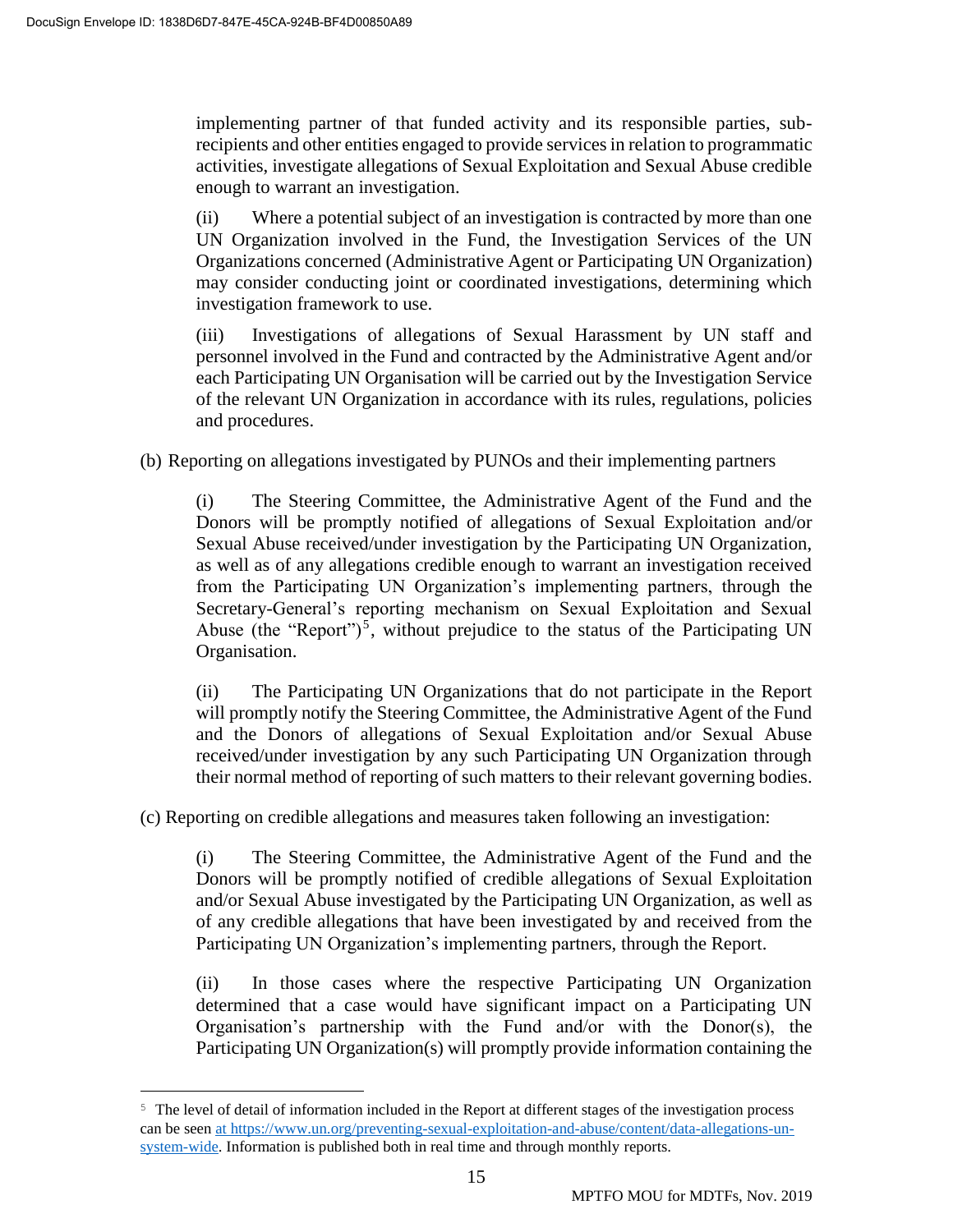implementing partner of that funded activity and its responsible parties, sub-recipients and other entities engaged to provide services in relation to programmatic activities, investigate allegations of Sexual Exploitation and Sexual Abuse credible enough to warrant an investigation.

(ii) Where a potential subject of an investigation is contracted by more than one UN Organization involved in the Fund, the Investigation Services of the UN Organizations concerned (Administrative Agent or Participating UN Organization) may consider conducting joint or coordinated investigations, determining which investigation framework to use.

(iii) Investigations of allegations of Sexual Harassment by UN staff and personnel involved in the Fund and contracted by the Administrative Agent and/or each Participating UN Organisation will be carried out by the Investigation Service of the relevant UN Organization in accordance with its rules, regulations, policies and procedures.

(b) Reporting on allegations investigated by PUNOs and their implementing partners

(i) The Steering Committee, the Administrative Agent of the Fund and the Donors will be promptly notified of allegations of Sexual Exploitation and/or Sexual Abuse received/under investigation by the Participating UN Organization, as well as of any allegations credible enough to warrant an investigation received from the Participating UN Organization's implementing partners, through the Secretary-General's reporting mechanism on Sexual Exploitation and Sexual Abuse (the "Report")[5], without prejudice to the status of the Participating UN Organisation.

(ii) The Participating UN Organizations that do not participate in the Report will promptly notify the Steering Committee, the Administrative Agent of the Fund and the Donors of allegations of Sexual Exploitation and/or Sexual Abuse received/under investigation by any such Participating UN Organization through their normal method of reporting of such matters to their relevant governing bodies.

(c) Reporting on credible allegations and measures taken following an investigation:

(i) The Steering Committee, the Administrative Agent of the Fund and the Donors will be promptly notified of credible allegations of Sexual Exploitation and/or Sexual Abuse investigated by the Participating UN Organization, as well as of any credible allegations that have been investigated by and received from the Participating UN Organization's implementing partners, through the Report.

(ii) In those cases where the respective Participating UN Organization determined that a case would have significant impact on a Participating UN Organisation's partnership with the Fund and/or with the Donor(s), the Participating UN Organization(s) will promptly provide information containing the

[5] The level of detail of information included in the Report at different stages of the investigation process can be seen at https://www.un.org/preventing-sexual-exploitation-and-abuse/content/data-allegations-un-system-wide. Information is published both in real time and through monthly reports.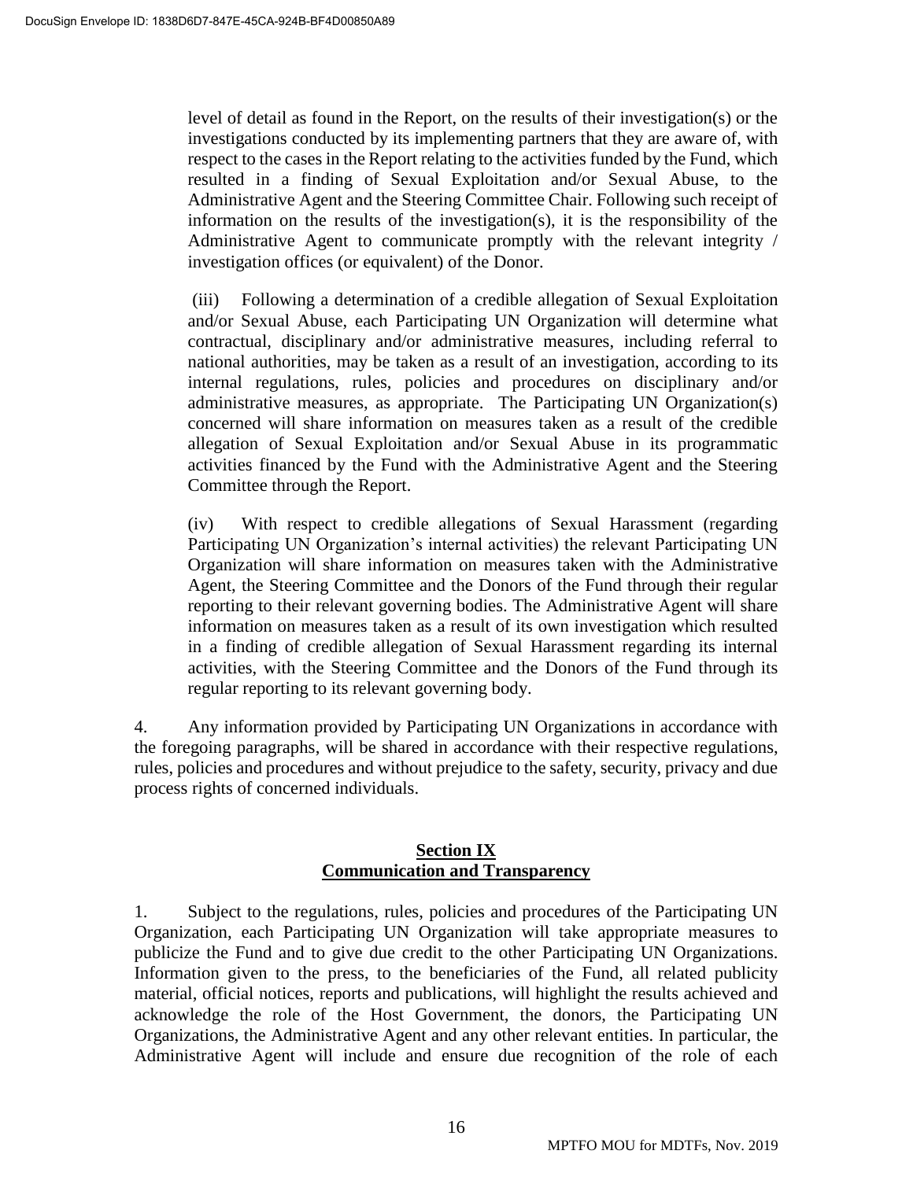level of detail as found in the Report, on the results of their investigation(s) or the investigations conducted by its implementing partners that they are aware of, with respect to the cases in the Report relating to the activities funded by the Fund, which resulted in a finding of Sexual Exploitation and/or Sexual Abuse, to the Administrative Agent and the Steering Committee Chair. Following such receipt of information on the results of the investigation(s), it is the responsibility of the Administrative Agent to communicate promptly with the relevant integrity / investigation offices (or equivalent) of the Donor.

(iii) Following a determination of a credible allegation of Sexual Exploitation and/or Sexual Abuse, each Participating UN Organization will determine what contractual, disciplinary and/or administrative measures, including referral to national authorities, may be taken as a result of an investigation, according to its internal regulations, rules, policies and procedures on disciplinary and/or administrative measures, as appropriate. The Participating UN Organization(s) concerned will share information on measures taken as a result of the credible allegation of Sexual Exploitation and/or Sexual Abuse in its programmatic activities financed by the Fund with the Administrative Agent and the Steering Committee through the Report.

(iv) With respect to credible allegations of Sexual Harassment (regarding Participating UN Organization's internal activities) the relevant Participating UN Organization will share information on measures taken with the Administrative Agent, the Steering Committee and the Donors of the Fund through their regular reporting to their relevant governing bodies. The Administrative Agent will share information on measures taken as a result of its own investigation which resulted in a finding of credible allegation of Sexual Harassment regarding its internal activities, with the Steering Committee and the Donors of the Fund through its regular reporting to its relevant governing body.

4. Any information provided by Participating UN Organizations in accordance with the foregoing paragraphs, will be shared in accordance with their respective regulations, rules, policies and procedures and without prejudice to the safety, security, privacy and due process rights of concerned individuals.

## Section IX
## Communication and Transparency

1. Subject to the regulations, rules, policies and procedures of the Participating UN Organization, each Participating UN Organization will take appropriate measures to publicize the Fund and to give due credit to the other Participating UN Organizations. Information given to the press, to the beneficiaries of the Fund, all related publicity material, official notices, reports and publications, will highlight the results achieved and acknowledge the role of the Host Government, the donors, the Participating UN Organizations, the Administrative Agent and any other relevant entities. In particular, the Administrative Agent will include and ensure due recognition of the role of each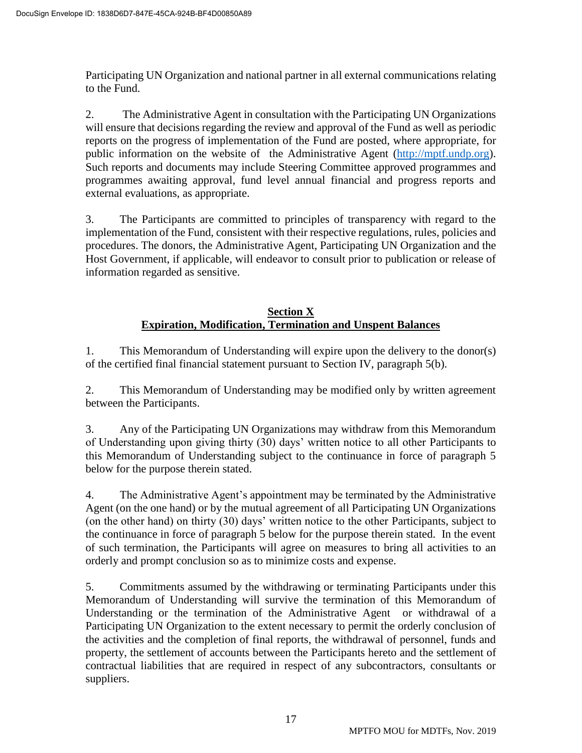Participating UN Organization and national partner in all external communications relating to the Fund.

2. The Administrative Agent in consultation with the Participating UN Organizations will ensure that decisions regarding the review and approval of the Fund as well as periodic reports on the progress of implementation of the Fund are posted, where appropriate, for public information on the website of the Administrative Agent (http://mptf.undp.org). Such reports and documents may include Steering Committee approved programmes and programmes awaiting approval, fund level annual financial and progress reports and external evaluations, as appropriate.

3. The Participants are committed to principles of transparency with regard to the implementation of the Fund, consistent with their respective regulations, rules, policies and procedures. The donors, the Administrative Agent, Participating UN Organization and the Host Government, if applicable, will endeavor to consult prior to publication or release of information regarded as sensitive.

## Section X
## Expiration, Modification, Termination and Unspent Balances

1. This Memorandum of Understanding will expire upon the delivery to the donor(s) of the certified final financial statement pursuant to Section IV, paragraph 5(b).

2. This Memorandum of Understanding may be modified only by written agreement between the Participants.

3. Any of the Participating UN Organizations may withdraw from this Memorandum of Understanding upon giving thirty (30) days' written notice to all other Participants to this Memorandum of Understanding subject to the continuance in force of paragraph 5 below for the purpose therein stated.

4. The Administrative Agent's appointment may be terminated by the Administrative Agent (on the one hand) or by the mutual agreement of all Participating UN Organizations (on the other hand) on thirty (30) days' written notice to the other Participants, subject to the continuance in force of paragraph 5 below for the purpose therein stated. In the event of such termination, the Participants will agree on measures to bring all activities to an orderly and prompt conclusion so as to minimize costs and expense.

5. Commitments assumed by the withdrawing or terminating Participants under this Memorandum of Understanding will survive the termination of this Memorandum of Understanding or the termination of the Administrative Agent or withdrawal of a Participating UN Organization to the extent necessary to permit the orderly conclusion of the activities and the completion of final reports, the withdrawal of personnel, funds and property, the settlement of accounts between the Participants hereto and the settlement of contractual liabilities that are required in respect of any subcontractors, consultants or suppliers.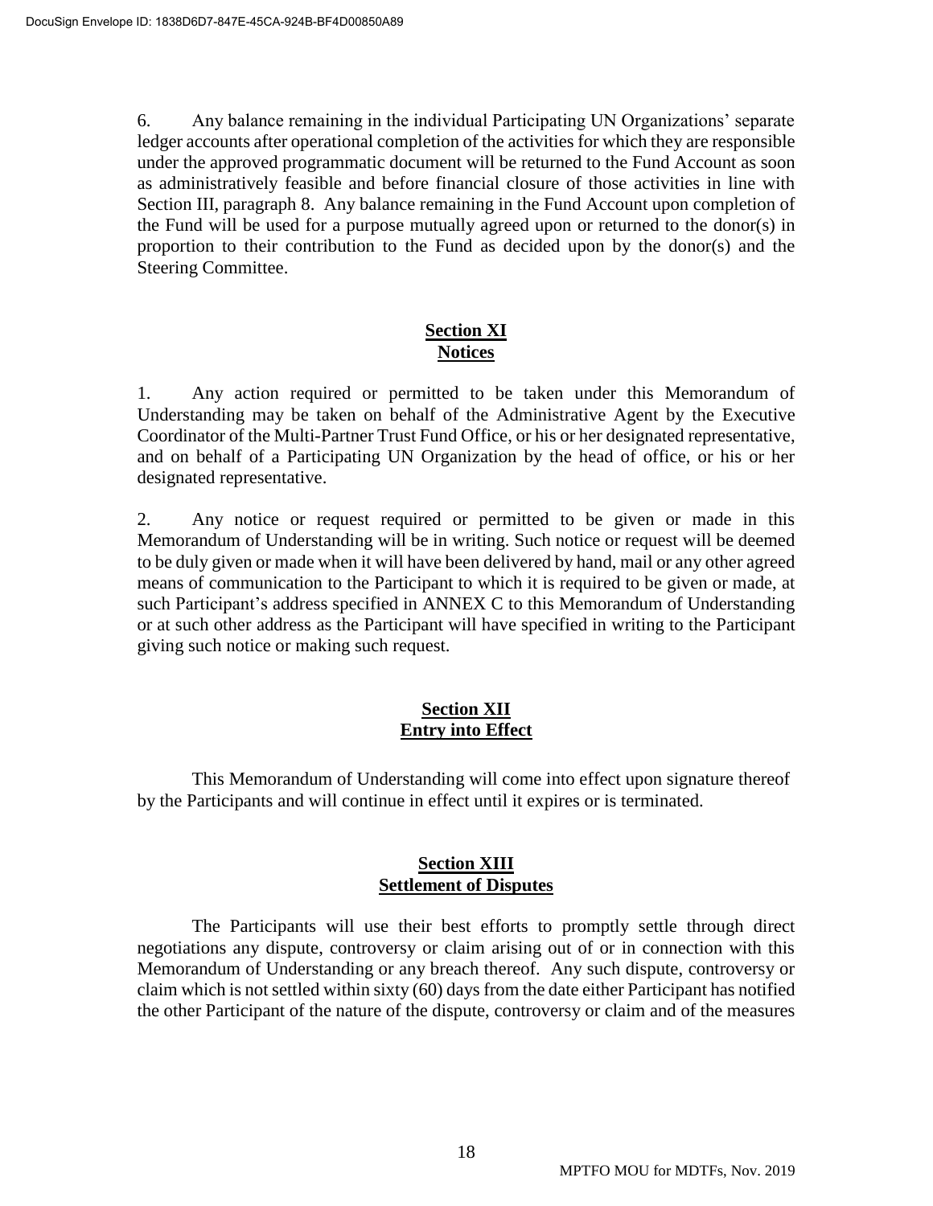6. Any balance remaining in the individual Participating UN Organizations' separate ledger accounts after operational completion of the activities for which they are responsible under the approved programmatic document will be returned to the Fund Account as soon as administratively feasible and before financial closure of those activities in line with Section III, paragraph 8. Any balance remaining in the Fund Account upon completion of the Fund will be used for a purpose mutually agreed upon or returned to the donor(s) in proportion to their contribution to the Fund as decided upon by the donor(s) and the Steering Committee.

## Section XI
## Notices

1. Any action required or permitted to be taken under this Memorandum of Understanding may be taken on behalf of the Administrative Agent by the Executive Coordinator of the Multi-Partner Trust Fund Office, or his or her designated representative, and on behalf of a Participating UN Organization by the head of office, or his or her designated representative.

2. Any notice or request required or permitted to be given or made in this Memorandum of Understanding will be in writing. Such notice or request will be deemed to be duly given or made when it will have been delivered by hand, mail or any other agreed means of communication to the Participant to which it is required to be given or made, at such Participant's address specified in ANNEX C to this Memorandum of Understanding or at such other address as the Participant will have specified in writing to the Participant giving such notice or making such request.

## Section XII
## Entry into Effect

This Memorandum of Understanding will come into effect upon signature thereof by the Participants and will continue in effect until it expires or is terminated.

## Section XIII
## Settlement of Disputes

The Participants will use their best efforts to promptly settle through direct negotiations any dispute, controversy or claim arising out of or in connection with this Memorandum of Understanding or any breach thereof. Any such dispute, controversy or claim which is not settled within sixty (60) days from the date either Participant has notified the other Participant of the nature of the dispute, controversy or claim and of the measures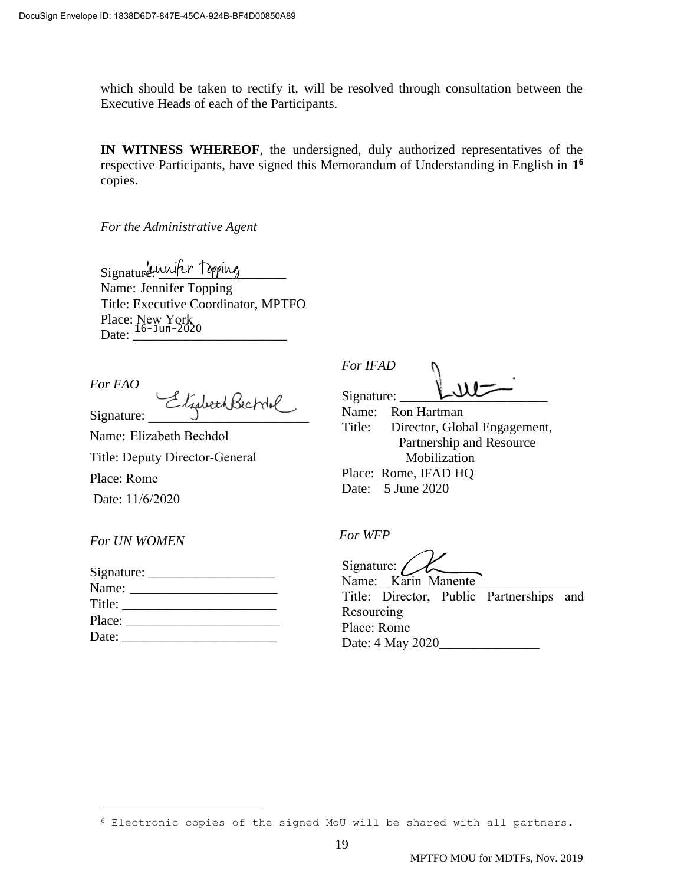which should be taken to rectify it, will be resolved through consultation between the Executive Heads of each of the Participants.

**IN WITNESS WHEREOF**, the undersigned, duly authorized representatives of the respective Participants, have signed this Memorandum of Understanding in English in **1**[6] copies.

*For the Administrative Agent*

Signature: Jennifer Topping
Name: Jennifer Topping
Title: Executive Coordinator, MPTFO
Place: New York
Date: 16-Jun-2020

*For FAO*

Signature: Elizabeth Bechdol
Name: Elizabeth Bechdol
Title: Deputy Director-General
Place: Rome
Date: 11/6/2020

*For IFAD*

Signature: _______________________
Name: Ron Hartman
Title: Director, Global Engagement, Partnership and Resource Mobilization
Place: Rome, IFAD HQ
Date: 5 June 2020

*For UN WOMEN*

Signature: ___________________
Name: ______________________
Title: _______________________
Place: _______________________
Date: _______________________

*For WFP*

Signature: _______________________
Name: Karin Manente
Title: Director, Public Partnerships and Resourcing
Place: Rome
Date: 4 May 2020

---

[6] Electronic copies of the signed MoU will be shared with all partners.

MPTFO MOU for MDTFs, Nov. 2019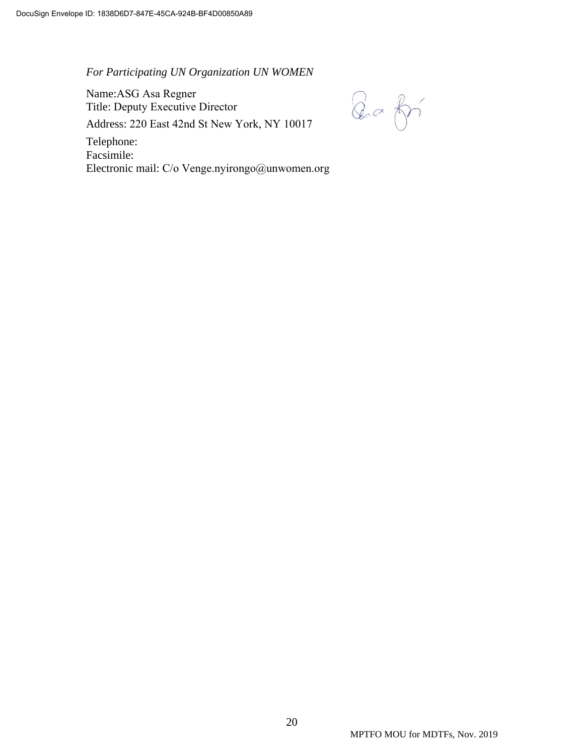*For Participating UN Organization UN WOMEN*

Name:ASG Asa Regner
Title: Deputy Executive Director
Address: 220 East 42nd St New York, NY 10017
Telephone:
Facsimile:
Electronic mail: C/o Venge.nyirongo@unwomen.org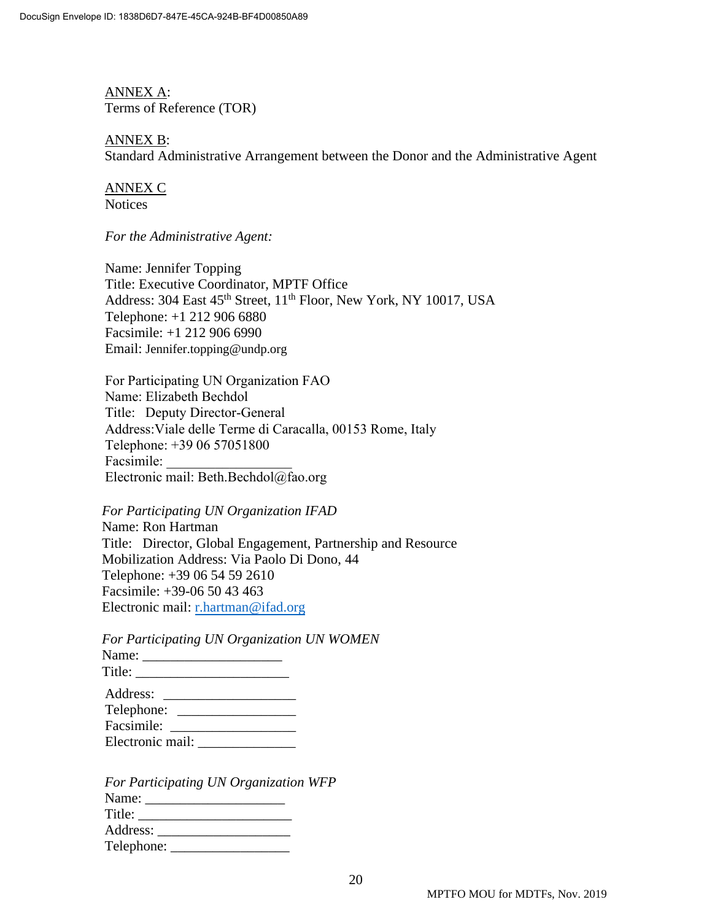ANNEX A:
Terms of Reference (TOR)

ANNEX B:
Standard Administrative Arrangement between the Donor and the Administrative Agent

ANNEX C
Notices

*For the Administrative Agent:*

Name: Jennifer Topping
Title: Executive Coordinator, MPTF Office
Address: 304 East 45th Street, 11th Floor, New York, NY 10017, USA
Telephone: +1 212 906 6880
Facsimile: +1 212 906 6990
Email: Jennifer.topping@undp.org

For Participating UN Organization FAO
Name: Elizabeth Bechdol
Title: Deputy Director-General
Address:Viale delle Terme di Caracalla, 00153 Rome, Italy
Telephone: +39 06 57051800
Facsimile: ________________
Electronic mail: Beth.Bechdol@fao.org

*For Participating UN Organization IFAD*
Name: Ron Hartman
Title: Director, Global Engagement, Partnership and Resource Mobilization Address: Via Paolo Di Dono, 44
Telephone: +39 06 54 59 2610
Facsimile: +39-06 50 43 463
Electronic mail: r.hartman@ifad.org

*For Participating UN Organization UN WOMEN*
Name: ___________________
Title: _____________________
Address: __________________
Telephone: ________________
Facsimile: _________________
Electronic mail: _____________

*For Participating UN Organization WFP*
Name: ___________________
Title: _____________________
Address: __________________
Telephone: ________________